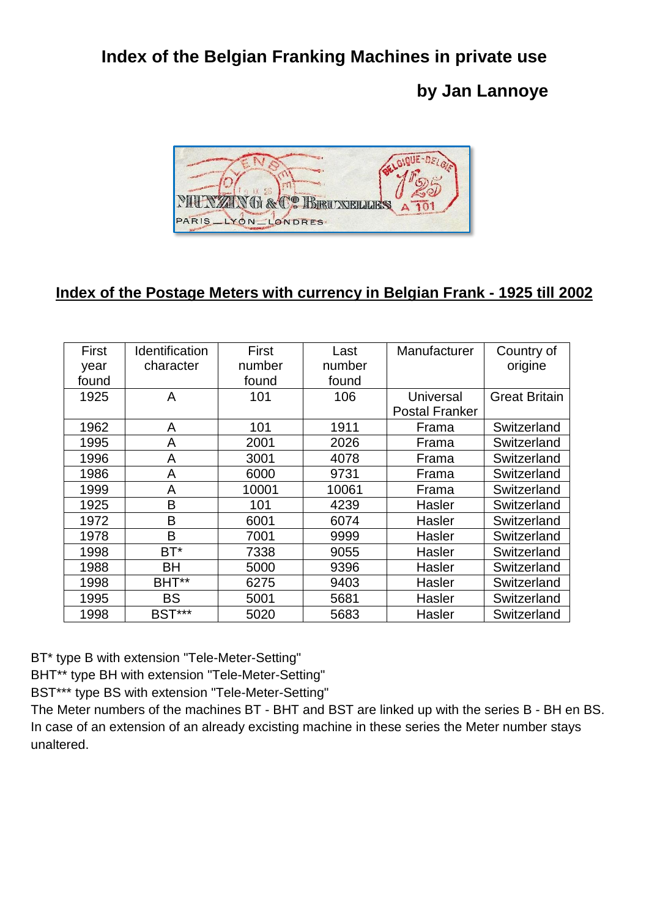# Index of the Belgian Franking Machines in private use

**by Jan Lannoye**

## Index of the Postage Meters with currency in Belgian Frank - 1925 till 2002

| First year found | Identification character | First number found | Last number found | Manufacturer | Country of origine |
|---|---|---|---|---|---|
| 1925 | A | 101 | 106 | Universal Postal Franker | Great Britain |
| 1962 | A | 101 | 1911 | Frama | Switzerland |
| 1995 | A | 2001 | 2026 | Frama | Switzerland |
| 1996 | A | 3001 | 4078 | Frama | Switzerland |
| 1986 | A | 6000 | 9731 | Frama | Switzerland |
| 1999 | A | 10001 | 10061 | Frama | Switzerland |
| 1925 | B | 101 | 4239 | Hasler | Switzerland |
| 1972 | B | 6001 | 6074 | Hasler | Switzerland |
| 1978 | B | 7001 | 9999 | Hasler | Switzerland |
| 1998 | BT* | 7338 | 9055 | Hasler | Switzerland |
| 1988 | BH | 5000 | 9396 | Hasler | Switzerland |
| 1998 | BHT** | 6275 | 9403 | Hasler | Switzerland |
| 1995 | BS | 5001 | 5681 | Hasler | Switzerland |
| 1998 | BST*** | 5020 | 5683 | Hasler | Switzerland |

BT* type B with extension "Tele-Meter-Setting"

BHT** type BH with extension "Tele-Meter-Setting"

BST*** type BS with extension "Tele-Meter-Setting"

The Meter numbers of the machines BT - BHT and BST are linked up with the series B - BH en BS. In case of an extension of an already excisting machine in these series the Meter number stays unaltered.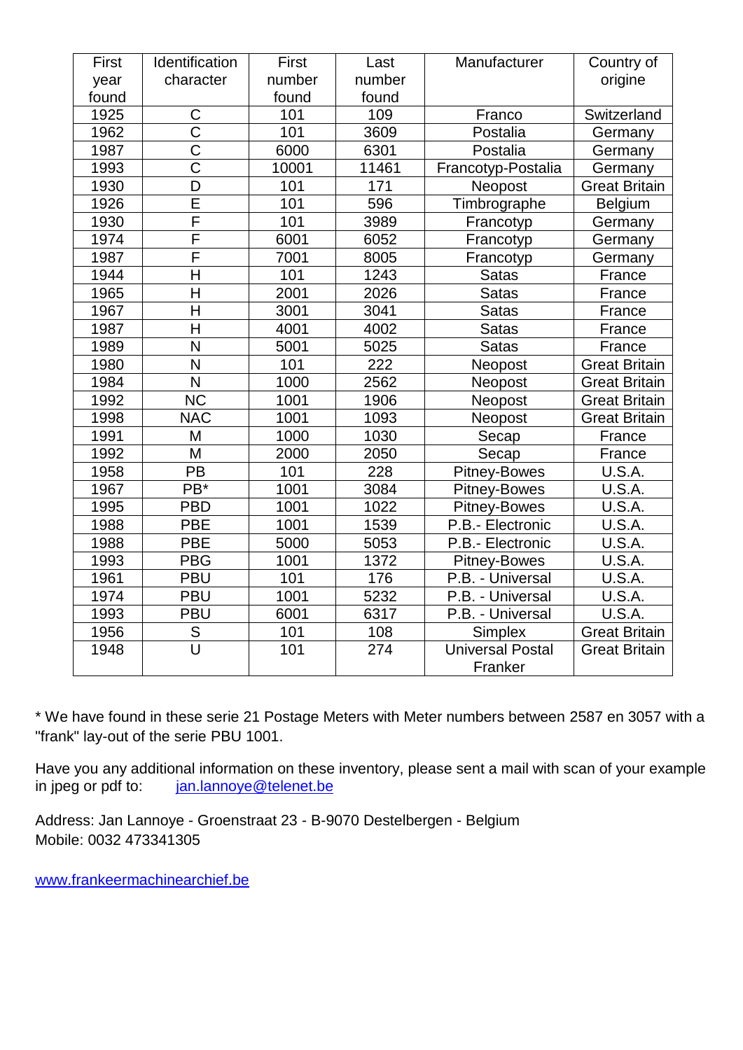| First year found | Identification character | First number found | Last number found | Manufacturer | Country of origine |
|---|---|---|---|---|---|
| 1925 | C | 101 | 109 | Franco | Switzerland |
| 1962 | C | 101 | 3609 | Postalia | Germany |
| 1987 | C | 6000 | 6301 | Postalia | Germany |
| 1993 | C | 10001 | 11461 | Francotyp-Postalia | Germany |
| 1930 | D | 101 | 171 | Neopost | Great Britain |
| 1926 | E | 101 | 596 | Timbrographe | Belgium |
| 1930 | F | 101 | 3989 | Francotyp | Germany |
| 1974 | F | 6001 | 6052 | Francotyp | Germany |
| 1987 | F | 7001 | 8005 | Francotyp | Germany |
| 1944 | H | 101 | 1243 | Satas | France |
| 1965 | H | 2001 | 2026 | Satas | France |
| 1967 | H | 3001 | 3041 | Satas | France |
| 1987 | H | 4001 | 4002 | Satas | France |
| 1989 | N | 5001 | 5025 | Satas | France |
| 1980 | N | 101 | 222 | Neopost | Great Britain |
| 1984 | N | 1000 | 2562 | Neopost | Great Britain |
| 1992 | NC | 1001 | 1906 | Neopost | Great Britain |
| 1998 | NAC | 1001 | 1093 | Neopost | Great Britain |
| 1991 | M | 1000 | 1030 | Secap | France |
| 1992 | M | 2000 | 2050 | Secap | France |
| 1958 | PB | 101 | 228 | Pitney-Bowes | U.S.A. |
| 1967 | PB* | 1001 | 3084 | Pitney-Bowes | U.S.A. |
| 1995 | PBD | 1001 | 1022 | Pitney-Bowes | U.S.A. |
| 1988 | PBE | 1001 | 1539 | P.B.- Electronic | U.S.A. |
| 1988 | PBE | 5000 | 5053 | P.B.- Electronic | U.S.A. |
| 1993 | PBG | 1001 | 1372 | Pitney-Bowes | U.S.A. |
| 1961 | PBU | 101 | 176 | P.B. - Universal | U.S.A. |
| 1974 | PBU | 1001 | 5232 | P.B. - Universal | U.S.A. |
| 1993 | PBU | 6001 | 6317 | P.B. - Universal | U.S.A. |
| 1956 | S | 101 | 108 | Simplex | Great Britain |
| 1948 | U | 101 | 274 | Universal Postal Franker | Great Britain |

* We have found in these serie 21 Postage Meters with Meter numbers between 2587 en 3057 with a "frank" lay-out of the serie PBU 1001.

Have you any additional information on these inventory, please sent a mail with scan of your example in jpeg or pdf to: jan.lannoye@telenet.be

Address: Jan Lannoye - Groenstraat 23 - B-9070 Destelbergen - Belgium
Mobile: 0032 473341305

www.frankeermachinearchief.be